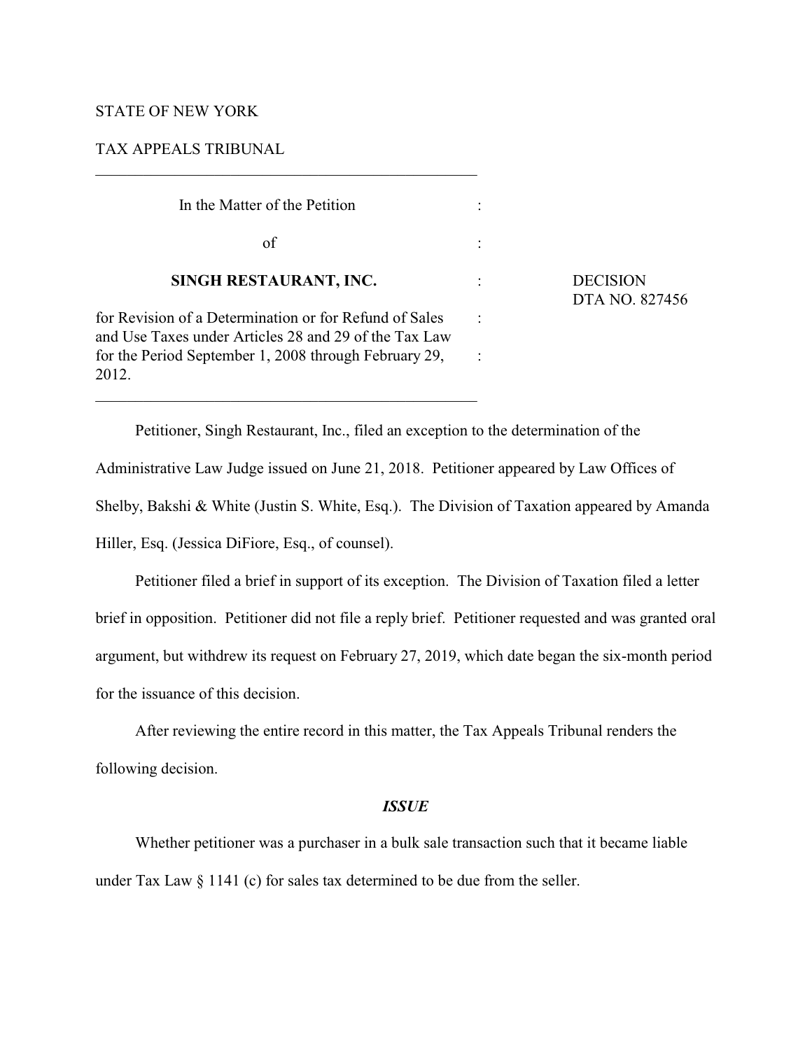STATE OF NEW YORK

TAX APPEALS TRIBUNAL

| | | |
|---|---|---|
| In the Matter of the Petition | : | |
| of | : | |
| **SINGH RESTAURANT, INC.** | : | DECISION DTA NO. 827456 |
| for Revision of a Determination or for Refund of Sales and Use Taxes under Articles 28 and 29 of the Tax Law for the Period September 1, 2008 through February 29, 2012. | : | |

Petitioner, Singh Restaurant, Inc., filed an exception to the determination of the Administrative Law Judge issued on June 21, 2018. Petitioner appeared by Law Offices of Shelby, Bakshi & White (Justin S. White, Esq.). The Division of Taxation appeared by Amanda Hiller, Esq. (Jessica DiFiore, Esq., of counsel).

Petitioner filed a brief in support of its exception. The Division of Taxation filed a letter brief in opposition. Petitioner did not file a reply brief. Petitioner requested and was granted oral argument, but withdrew its request on February 27, 2019, which date began the six-month period for the issuance of this decision.

After reviewing the entire record in this matter, the Tax Appeals Tribunal renders the following decision.

***ISSUE***

Whether petitioner was a purchaser in a bulk sale transaction such that it became liable under Tax Law § 1141 (c) for sales tax determined to be due from the seller.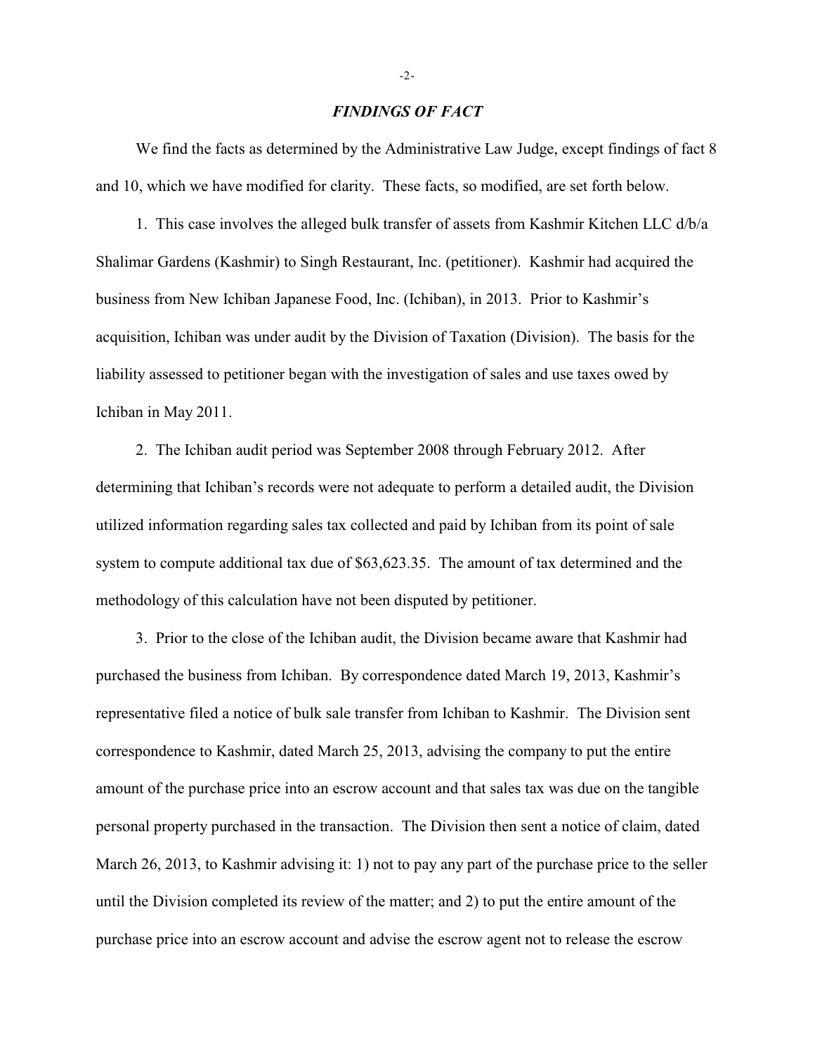## *FINDINGS OF FACT*

We find the facts as determined by the Administrative Law Judge, except findings of fact 8 and 10, which we have modified for clarity. These facts, so modified, are set forth below.

1. This case involves the alleged bulk transfer of assets from Kashmir Kitchen LLC d/b/a Shalimar Gardens (Kashmir) to Singh Restaurant, Inc. (petitioner). Kashmir had acquired the business from New Ichiban Japanese Food, Inc. (Ichiban), in 2013. Prior to Kashmir's acquisition, Ichiban was under audit by the Division of Taxation (Division). The basis for the liability assessed to petitioner began with the investigation of sales and use taxes owed by Ichiban in May 2011.

2. The Ichiban audit period was September 2008 through February 2012. After determining that Ichiban's records were not adequate to perform a detailed audit, the Division utilized information regarding sales tax collected and paid by Ichiban from its point of sale system to compute additional tax due of $63,623.35. The amount of tax determined and the methodology of this calculation have not been disputed by petitioner.

3. Prior to the close of the Ichiban audit, the Division became aware that Kashmir had purchased the business from Ichiban. By correspondence dated March 19, 2013, Kashmir's representative filed a notice of bulk sale transfer from Ichiban to Kashmir. The Division sent correspondence to Kashmir, dated March 25, 2013, advising the company to put the entire amount of the purchase price into an escrow account and that sales tax was due on the tangible personal property purchased in the transaction. The Division then sent a notice of claim, dated March 26, 2013, to Kashmir advising it: 1) not to pay any part of the purchase price to the seller until the Division completed its review of the matter; and 2) to put the entire amount of the purchase price into an escrow account and advise the escrow agent not to release the escrow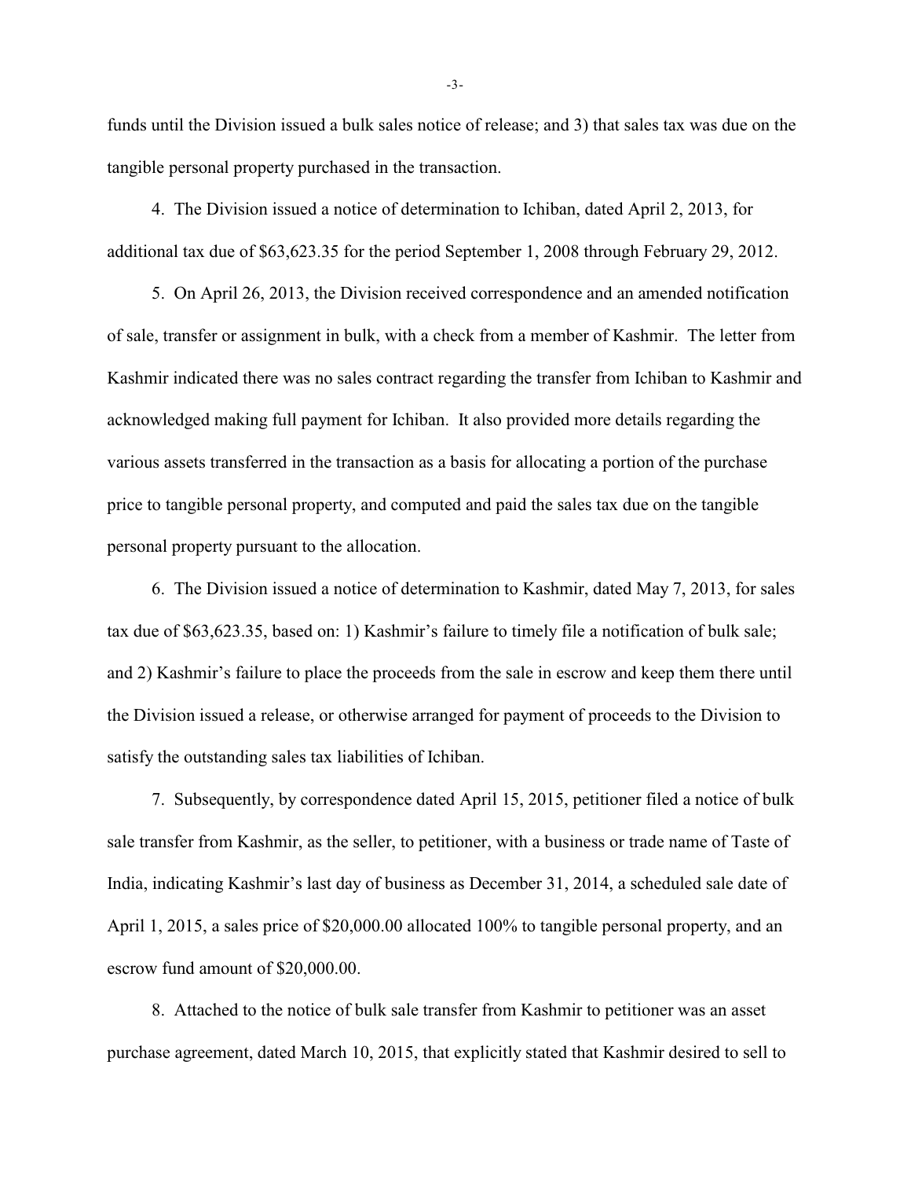funds until the Division issued a bulk sales notice of release; and 3) that sales tax was due on the tangible personal property purchased in the transaction.

4. The Division issued a notice of determination to Ichiban, dated April 2, 2013, for additional tax due of $63,623.35 for the period September 1, 2008 through February 29, 2012.

5. On April 26, 2013, the Division received correspondence and an amended notification of sale, transfer or assignment in bulk, with a check from a member of Kashmir. The letter from Kashmir indicated there was no sales contract regarding the transfer from Ichiban to Kashmir and acknowledged making full payment for Ichiban. It also provided more details regarding the various assets transferred in the transaction as a basis for allocating a portion of the purchase price to tangible personal property, and computed and paid the sales tax due on the tangible personal property pursuant to the allocation.

6. The Division issued a notice of determination to Kashmir, dated May 7, 2013, for sales tax due of $63,623.35, based on: 1) Kashmir's failure to timely file a notification of bulk sale; and 2) Kashmir's failure to place the proceeds from the sale in escrow and keep them there until the Division issued a release, or otherwise arranged for payment of proceeds to the Division to satisfy the outstanding sales tax liabilities of Ichiban.

7. Subsequently, by correspondence dated April 15, 2015, petitioner filed a notice of bulk sale transfer from Kashmir, as the seller, to petitioner, with a business or trade name of Taste of India, indicating Kashmir's last day of business as December 31, 2014, a scheduled sale date of April 1, 2015, a sales price of $20,000.00 allocated 100% to tangible personal property, and an escrow fund amount of $20,000.00.

8. Attached to the notice of bulk sale transfer from Kashmir to petitioner was an asset purchase agreement, dated March 10, 2015, that explicitly stated that Kashmir desired to sell to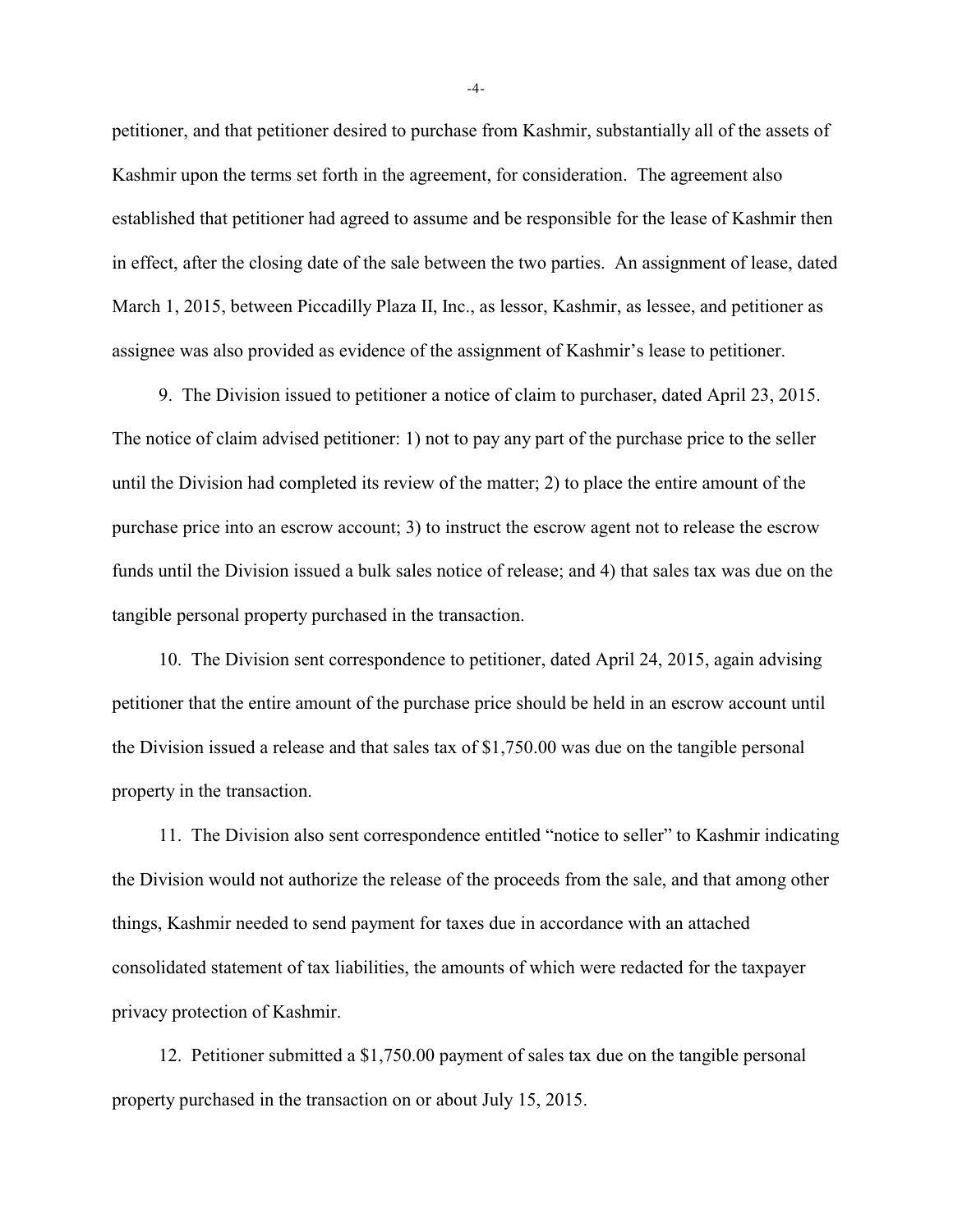petitioner, and that petitioner desired to purchase from Kashmir, substantially all of the assets of Kashmir upon the terms set forth in the agreement, for consideration. The agreement also established that petitioner had agreed to assume and be responsible for the lease of Kashmir then in effect, after the closing date of the sale between the two parties. An assignment of lease, dated March 1, 2015, between Piccadilly Plaza II, Inc., as lessor, Kashmir, as lessee, and petitioner as assignee was also provided as evidence of the assignment of Kashmir's lease to petitioner.

9. The Division issued to petitioner a notice of claim to purchaser, dated April 23, 2015. The notice of claim advised petitioner: 1) not to pay any part of the purchase price to the seller until the Division had completed its review of the matter; 2) to place the entire amount of the purchase price into an escrow account; 3) to instruct the escrow agent not to release the escrow funds until the Division issued a bulk sales notice of release; and 4) that sales tax was due on the tangible personal property purchased in the transaction.

10. The Division sent correspondence to petitioner, dated April 24, 2015, again advising petitioner that the entire amount of the purchase price should be held in an escrow account until the Division issued a release and that sales tax of $1,750.00 was due on the tangible personal property in the transaction.

11. The Division also sent correspondence entitled "notice to seller" to Kashmir indicating the Division would not authorize the release of the proceeds from the sale, and that among other things, Kashmir needed to send payment for taxes due in accordance with an attached consolidated statement of tax liabilities, the amounts of which were redacted for the taxpayer privacy protection of Kashmir.

12. Petitioner submitted a $1,750.00 payment of sales tax due on the tangible personal property purchased in the transaction on or about July 15, 2015.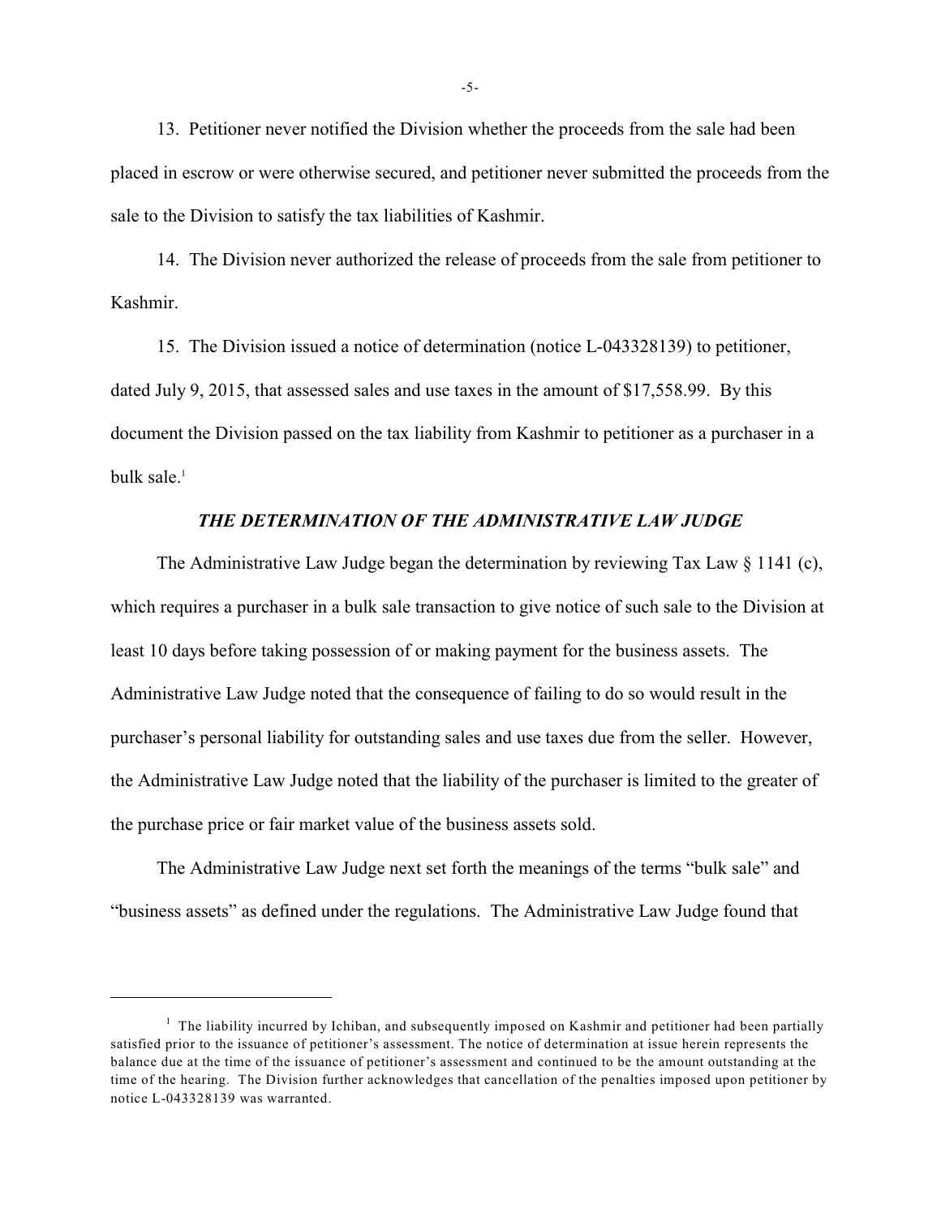13. Petitioner never notified the Division whether the proceeds from the sale had been placed in escrow or were otherwise secured, and petitioner never submitted the proceeds from the sale to the Division to satisfy the tax liabilities of Kashmir.

14. The Division never authorized the release of proceeds from the sale from petitioner to Kashmir.

15. The Division issued a notice of determination (notice L-043328139) to petitioner, dated July 9, 2015, that assessed sales and use taxes in the amount of $17,558.99. By this document the Division passed on the tax liability from Kashmir to petitioner as a purchaser in a bulk sale.[1]

### *THE DETERMINATION OF THE ADMINISTRATIVE LAW JUDGE*

The Administrative Law Judge began the determination by reviewing Tax Law § 1141 (c), which requires a purchaser in a bulk sale transaction to give notice of such sale to the Division at least 10 days before taking possession of or making payment for the business assets. The Administrative Law Judge noted that the consequence of failing to do so would result in the purchaser's personal liability for outstanding sales and use taxes due from the seller. However, the Administrative Law Judge noted that the liability of the purchaser is limited to the greater of the purchase price or fair market value of the business assets sold.

The Administrative Law Judge next set forth the meanings of the terms "bulk sale" and "business assets" as defined under the regulations. The Administrative Law Judge found that

---

[1] The liability incurred by Ichiban, and subsequently imposed on Kashmir and petitioner had been partially satisfied prior to the issuance of petitioner's assessment. The notice of determination at issue herein represents the balance due at the time of the issuance of petitioner's assessment and continued to be the amount outstanding at the time of the hearing. The Division further acknowledges that cancellation of the penalties imposed upon petitioner by notice L-043328139 was warranted.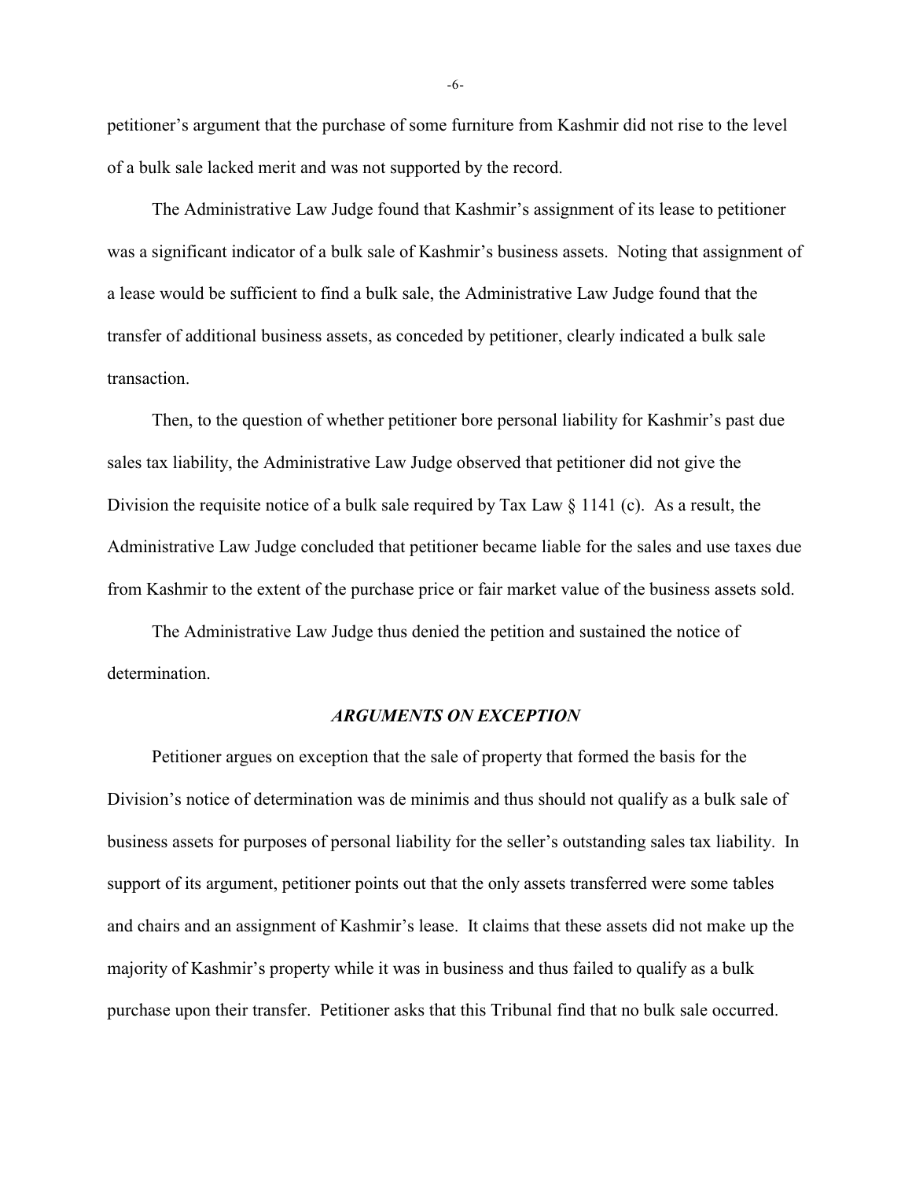petitioner's argument that the purchase of some furniture from Kashmir did not rise to the level of a bulk sale lacked merit and was not supported by the record.

The Administrative Law Judge found that Kashmir's assignment of its lease to petitioner was a significant indicator of a bulk sale of Kashmir's business assets. Noting that assignment of a lease would be sufficient to find a bulk sale, the Administrative Law Judge found that the transfer of additional business assets, as conceded by petitioner, clearly indicated a bulk sale transaction.

Then, to the question of whether petitioner bore personal liability for Kashmir's past due sales tax liability, the Administrative Law Judge observed that petitioner did not give the Division the requisite notice of a bulk sale required by Tax Law § 1141 (c). As a result, the Administrative Law Judge concluded that petitioner became liable for the sales and use taxes due from Kashmir to the extent of the purchase price or fair market value of the business assets sold.

The Administrative Law Judge thus denied the petition and sustained the notice of determination.

### *ARGUMENTS ON EXCEPTION*

Petitioner argues on exception that the sale of property that formed the basis for the Division's notice of determination was de minimis and thus should not qualify as a bulk sale of business assets for purposes of personal liability for the seller's outstanding sales tax liability. In support of its argument, petitioner points out that the only assets transferred were some tables and chairs and an assignment of Kashmir's lease. It claims that these assets did not make up the majority of Kashmir's property while it was in business and thus failed to qualify as a bulk purchase upon their transfer. Petitioner asks that this Tribunal find that no bulk sale occurred.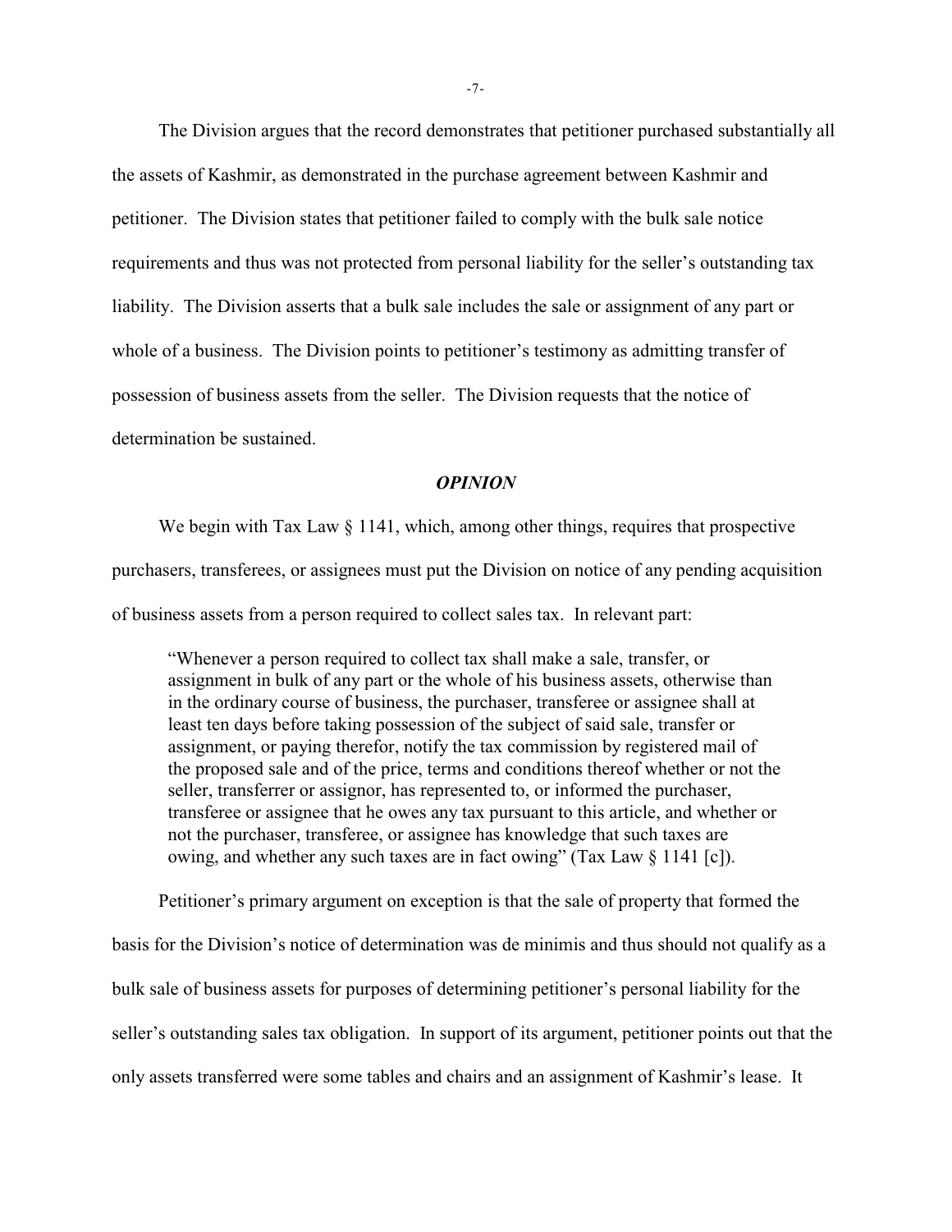The Division argues that the record demonstrates that petitioner purchased substantially all the assets of Kashmir, as demonstrated in the purchase agreement between Kashmir and petitioner. The Division states that petitioner failed to comply with the bulk sale notice requirements and thus was not protected from personal liability for the seller's outstanding tax liability. The Division asserts that a bulk sale includes the sale or assignment of any part or whole of a business. The Division points to petitioner's testimony as admitting transfer of possession of business assets from the seller. The Division requests that the notice of determination be sustained.

## *OPINION*

We begin with Tax Law § 1141, which, among other things, requires that prospective purchasers, transferees, or assignees must put the Division on notice of any pending acquisition of business assets from a person required to collect sales tax. In relevant part:

> "Whenever a person required to collect tax shall make a sale, transfer, or assignment in bulk of any part or the whole of his business assets, otherwise than in the ordinary course of business, the purchaser, transferee or assignee shall at least ten days before taking possession of the subject of said sale, transfer or assignment, or paying therefor, notify the tax commission by registered mail of the proposed sale and of the price, terms and conditions thereof whether or not the seller, transferrer or assignor, has represented to, or informed the purchaser, transferee or assignee that he owes any tax pursuant to this article, and whether or not the purchaser, transferee, or assignee has knowledge that such taxes are owing, and whether any such taxes are in fact owing" (Tax Law § 1141 [c]).

Petitioner's primary argument on exception is that the sale of property that formed the basis for the Division's notice of determination was de minimis and thus should not qualify as a bulk sale of business assets for purposes of determining petitioner's personal liability for the seller's outstanding sales tax obligation. In support of its argument, petitioner points out that the only assets transferred were some tables and chairs and an assignment of Kashmir's lease. It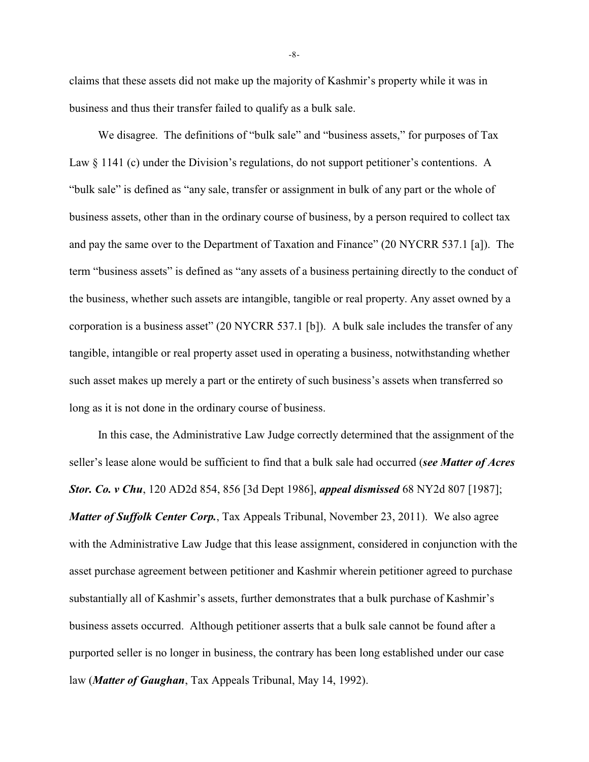claims that these assets did not make up the majority of Kashmir's property while it was in business and thus their transfer failed to qualify as a bulk sale.

We disagree. The definitions of "bulk sale" and "business assets," for purposes of Tax Law § 1141 (c) under the Division's regulations, do not support petitioner's contentions. A "bulk sale" is defined as "any sale, transfer or assignment in bulk of any part or the whole of business assets, other than in the ordinary course of business, by a person required to collect tax and pay the same over to the Department of Taxation and Finance" (20 NYCRR 537.1 [a]). The term "business assets" is defined as "any assets of a business pertaining directly to the conduct of the business, whether such assets are intangible, tangible or real property. Any asset owned by a corporation is a business asset" (20 NYCRR 537.1 [b]). A bulk sale includes the transfer of any tangible, intangible or real property asset used in operating a business, notwithstanding whether such asset makes up merely a part or the entirety of such business's assets when transferred so long as it is not done in the ordinary course of business.

In this case, the Administrative Law Judge correctly determined that the assignment of the seller's lease alone would be sufficient to find that a bulk sale had occurred (***see Matter of Acres Stor. Co. v Chu***, 120 AD2d 854, 856 [3d Dept 1986], ***appeal dismissed*** 68 NY2d 807 [1987]; ***Matter of Suffolk Center Corp.***, Tax Appeals Tribunal, November 23, 2011). We also agree with the Administrative Law Judge that this lease assignment, considered in conjunction with the asset purchase agreement between petitioner and Kashmir wherein petitioner agreed to purchase substantially all of Kashmir's assets, further demonstrates that a bulk purchase of Kashmir's business assets occurred. Although petitioner asserts that a bulk sale cannot be found after a purported seller is no longer in business, the contrary has been long established under our case law (***Matter of Gaughan***, Tax Appeals Tribunal, May 14, 1992).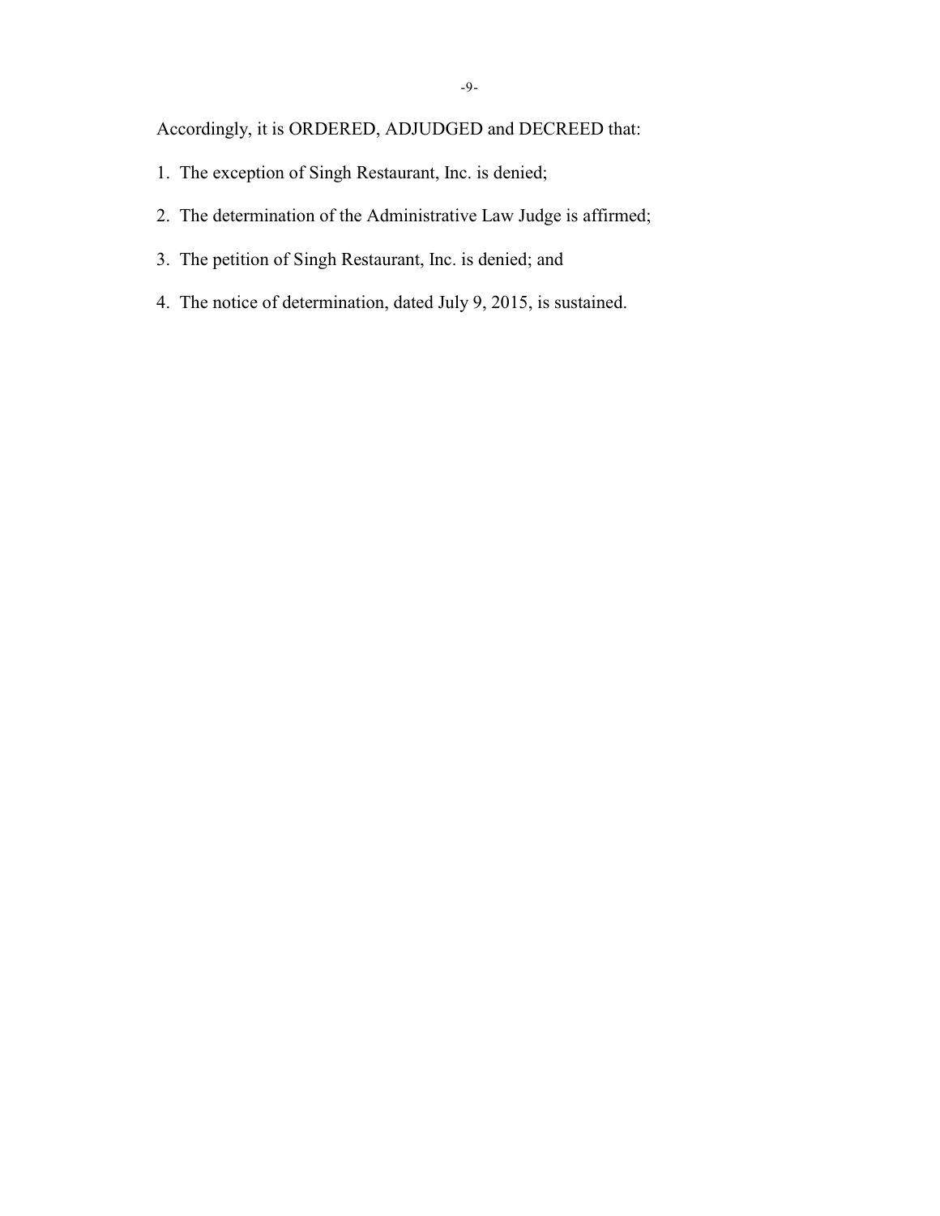Accordingly, it is ORDERED, ADJUDGED and DECREED that:

1. The exception of Singh Restaurant, Inc. is denied;

2. The determination of the Administrative Law Judge is affirmed;

3. The petition of Singh Restaurant, Inc. is denied; and

4. The notice of determination, dated July 9, 2015, is sustained.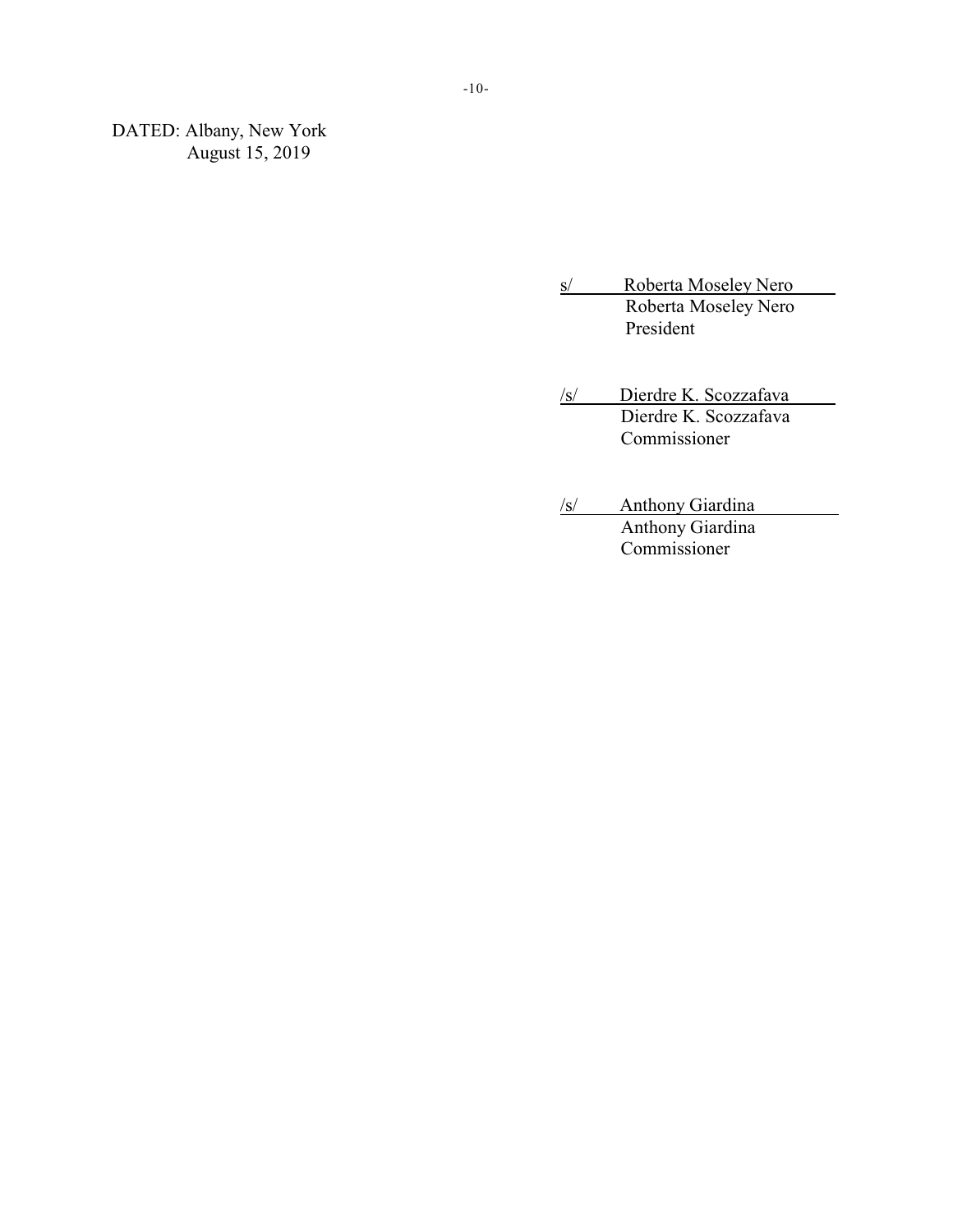DATED: Albany, New York
August 15, 2019

s/ Roberta Moseley Nero
Roberta Moseley Nero
President

/s/ Dierdre K. Scozzafava
Dierdre K. Scozzafava
Commissioner

/s/ Anthony Giardina
Anthony Giardina
Commissioner